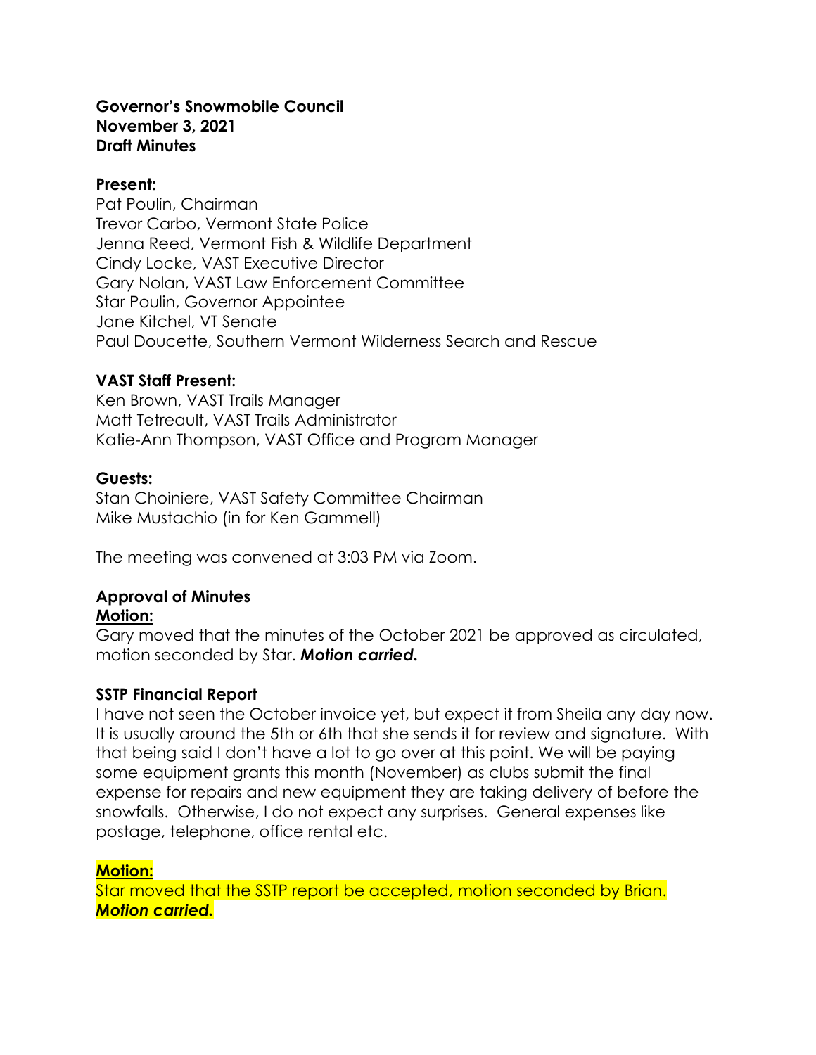**Governor's Snowmobile Council**
**November 3, 2021**
**Draft Minutes**

**Present:**
Pat Poulin, Chairman
Trevor Carbo, Vermont State Police
Jenna Reed, Vermont Fish & Wildlife Department
Cindy Locke, VAST Executive Director
Gary Nolan, VAST Law Enforcement Committee
Star Poulin, Governor Appointee
Jane Kitchel, VT Senate
Paul Doucette, Southern Vermont Wilderness Search and Rescue

**VAST Staff Present:**
Ken Brown, VAST Trails Manager
Matt Tetreault, VAST Trails Administrator
Katie-Ann Thompson, VAST Office and Program Manager

**Guests:**
Stan Choiniere, VAST Safety Committee Chairman
Mike Mustachio (in for Ken Gammell)

The meeting was convened at 3:03 PM via Zoom.

**Approval of Minutes**
**Motion:**
Gary moved that the minutes of the October 2021 be approved as circulated, motion seconded by Star. ***Motion carried.***

**SSTP Financial Report**
I have not seen the October invoice yet, but expect it from Sheila any day now. It is usually around the 5th or 6th that she sends it for review and signature. With that being said I don't have a lot to go over at this point. We will be paying some equipment grants this month (November) as clubs submit the final expense for repairs and new equipment they are taking delivery of before the snowfalls. Otherwise, I do not expect any surprises. General expenses like postage, telephone, office rental etc.

**Motion:**
Star moved that the SSTP report be accepted, motion seconded by Brian. ***Motion carried.***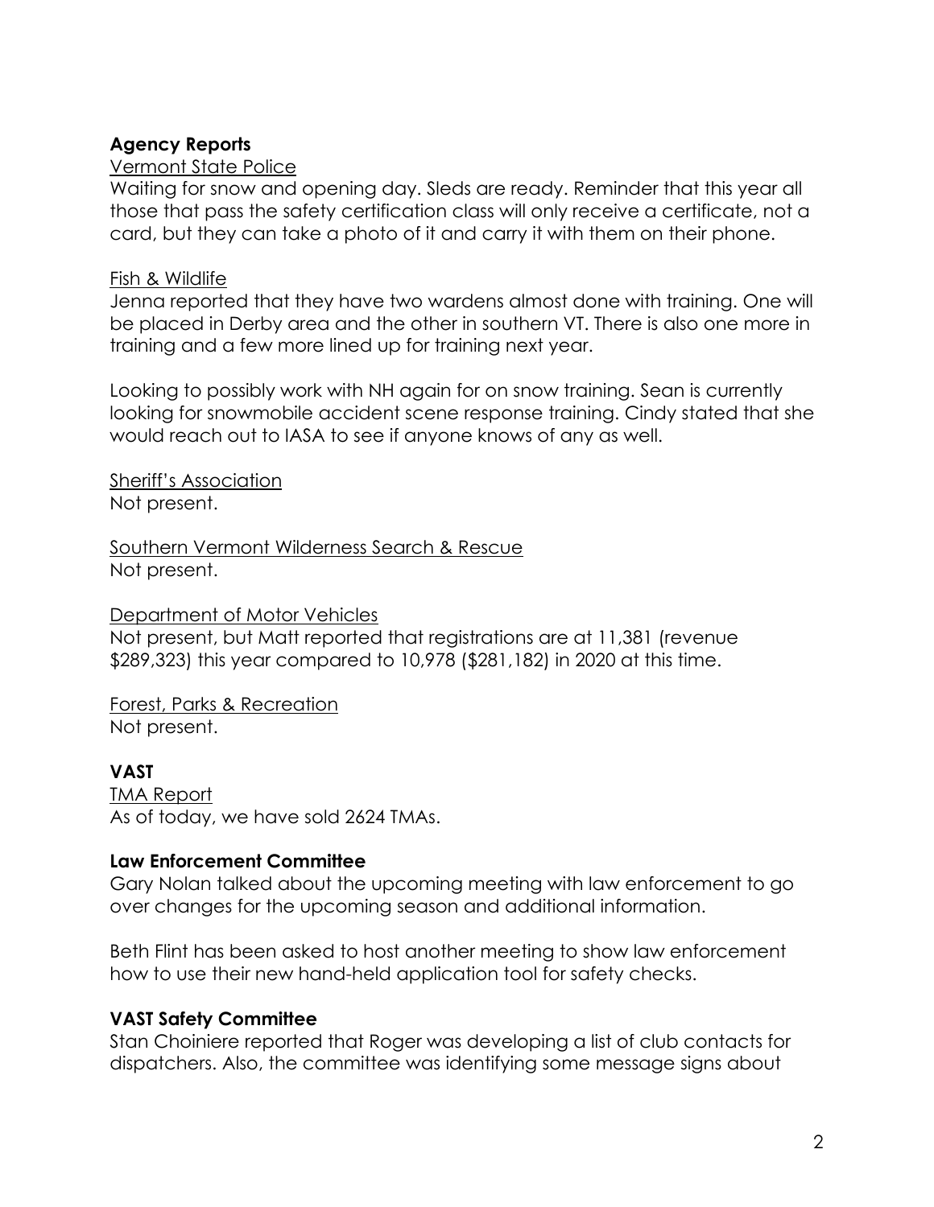## Agency Reports

Vermont State Police

Waiting for snow and opening day. Sleds are ready. Reminder that this year all those that pass the safety certification class will only receive a certificate, not a card, but they can take a photo of it and carry it with them on their phone.

Fish & Wildlife

Jenna reported that they have two wardens almost done with training. One will be placed in Derby area and the other in southern VT. There is also one more in training and a few more lined up for training next year.

Looking to possibly work with NH again for on snow training. Sean is currently looking for snowmobile accident scene response training. Cindy stated that she would reach out to IASA to see if anyone knows of any as well.

Sheriff's Association

Not present.

Southern Vermont Wilderness Search & Rescue

Not present.

Department of Motor Vehicles

Not present, but Matt reported that registrations are at 11,381 (revenue $289,323) this year compared to 10,978 ($281,182) in 2020 at this time.

Forest, Parks & Recreation

Not present.

## VAST

TMA Report

As of today, we have sold 2624 TMAs.

## Law Enforcement Committee

Gary Nolan talked about the upcoming meeting with law enforcement to go over changes for the upcoming season and additional information.

Beth Flint has been asked to host another meeting to show law enforcement how to use their new hand-held application tool for safety checks.

## VAST Safety Committee

Stan Choiniere reported that Roger was developing a list of club contacts for dispatchers. Also, the committee was identifying some message signs about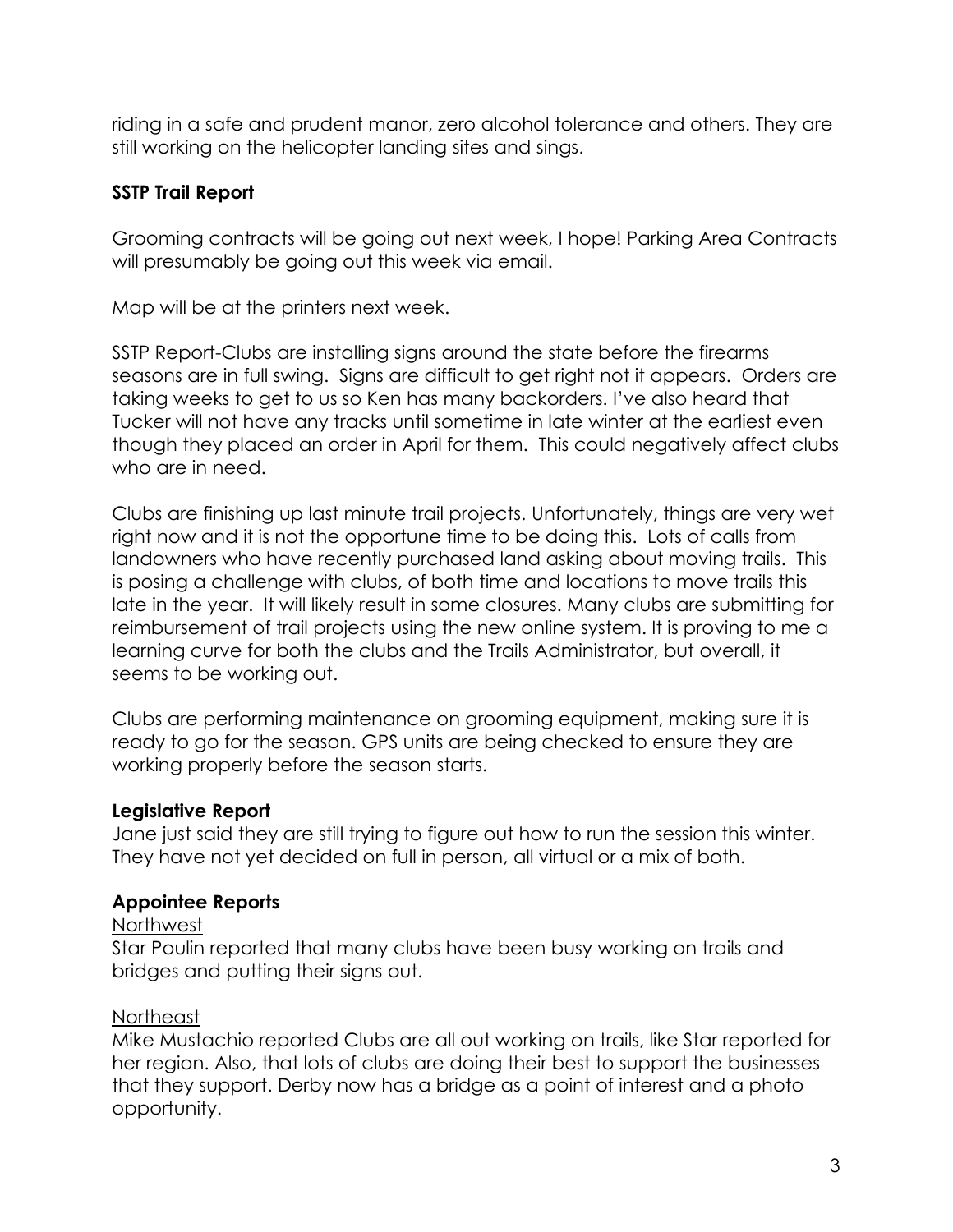riding in a safe and prudent manor, zero alcohol tolerance and others. They are still working on the helicopter landing sites and sings.

**SSTP Trail Report**

Grooming contracts will be going out next week, I hope! Parking Area Contracts will presumably be going out this week via email.

Map will be at the printers next week.

SSTP Report-Clubs are installing signs around the state before the firearms seasons are in full swing. Signs are difficult to get right not it appears. Orders are taking weeks to get to us so Ken has many backorders. I've also heard that Tucker will not have any tracks until sometime in late winter at the earliest even though they placed an order in April for them. This could negatively affect clubs who are in need.

Clubs are finishing up last minute trail projects. Unfortunately, things are very wet right now and it is not the opportune time to be doing this. Lots of calls from landowners who have recently purchased land asking about moving trails. This is posing a challenge with clubs, of both time and locations to move trails this late in the year. It will likely result in some closures. Many clubs are submitting for reimbursement of trail projects using the new online system. It is proving to me a learning curve for both the clubs and the Trails Administrator, but overall, it seems to be working out.

Clubs are performing maintenance on grooming equipment, making sure it is ready to go for the season. GPS units are being checked to ensure they are working properly before the season starts.

**Legislative Report**

Jane just said they are still trying to figure out how to run the session this winter. They have not yet decided on full in person, all virtual or a mix of both.

**Appointee Reports**

Northwest

Star Poulin reported that many clubs have been busy working on trails and bridges and putting their signs out.

Northeast

Mike Mustachio reported Clubs are all out working on trails, like Star reported for her region. Also, that lots of clubs are doing their best to support the businesses that they support. Derby now has a bridge as a point of interest and a photo opportunity.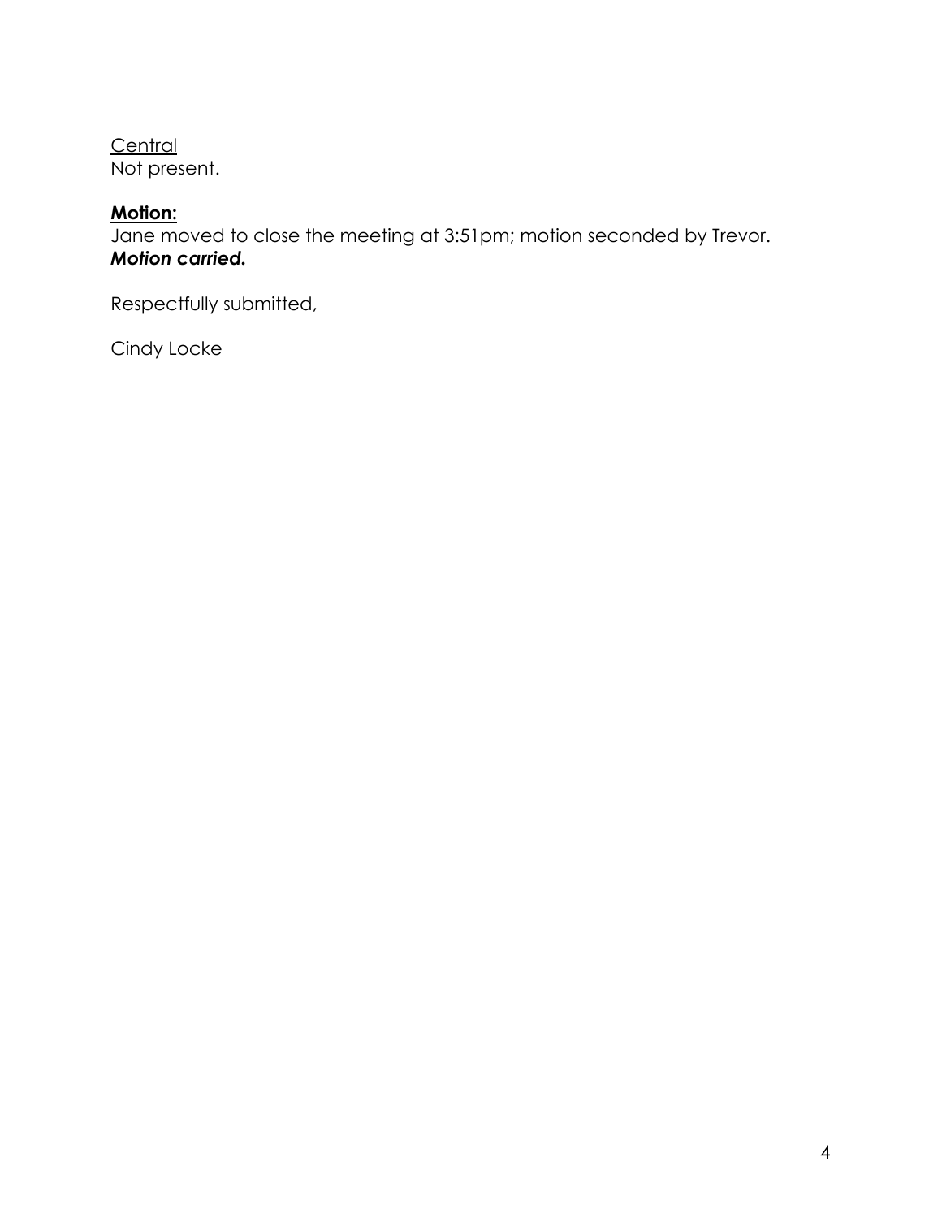Central
Not present.

**Motion:**
Jane moved to close the meeting at 3:51pm; motion seconded by Trevor.
***Motion carried.***

Respectfully submitted,

Cindy Locke